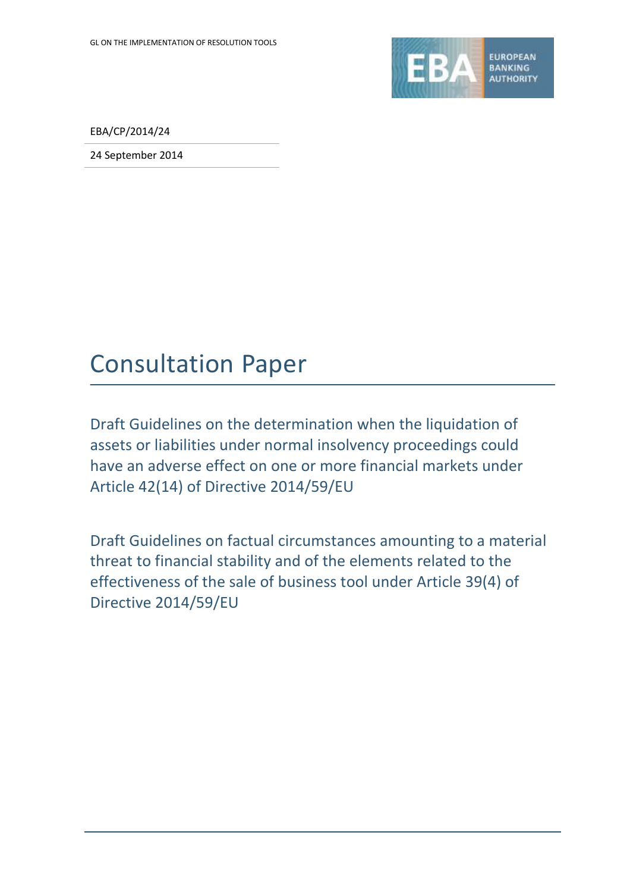EBA/CP/2014/24

24 September 2014

# Consultation Paper

Draft Guidelines on the determination when the liquidation of assets or liabilities under normal insolvency proceedings could have an adverse effect on one or more financial markets under Article 42(14) of Directive 2014/59/EU

Draft Guidelines on factual circumstances amounting to a material threat to financial stability and of the elements related to the effectiveness of the sale of business tool under Article 39(4) of Directive 2014/59/EU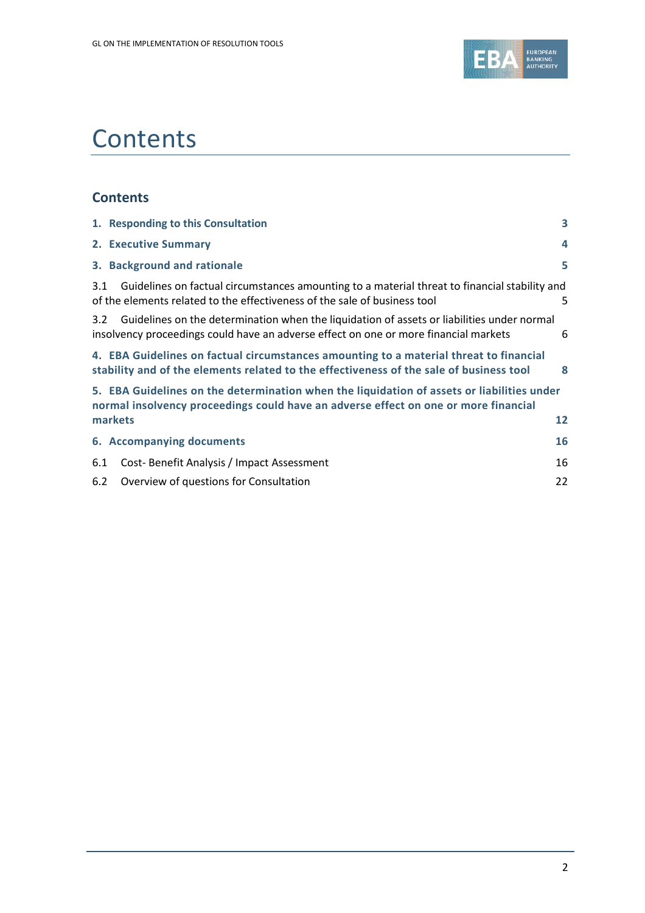# Contents

## Contents

1. Responding to this Consultation 3
2. Executive Summary 4
3. Background and rationale 5

3.1 Guidelines on factual circumstances amounting to a material threat to financial stability and of the elements related to the effectiveness of the sale of business tool 5

3.2 Guidelines on the determination when the liquidation of assets or liabilities under normal insolvency proceedings could have an adverse effect on one or more financial markets 6

4. EBA Guidelines on factual circumstances amounting to a material threat to financial stability and of the elements related to the effectiveness of the sale of business tool 8
5. EBA Guidelines on the determination when the liquidation of assets or liabilities under normal insolvency proceedings could have an adverse effect on one or more financial markets 12
6. Accompanying documents 16

6.1 Cost- Benefit Analysis / Impact Assessment 16

6.2 Overview of questions for Consultation 22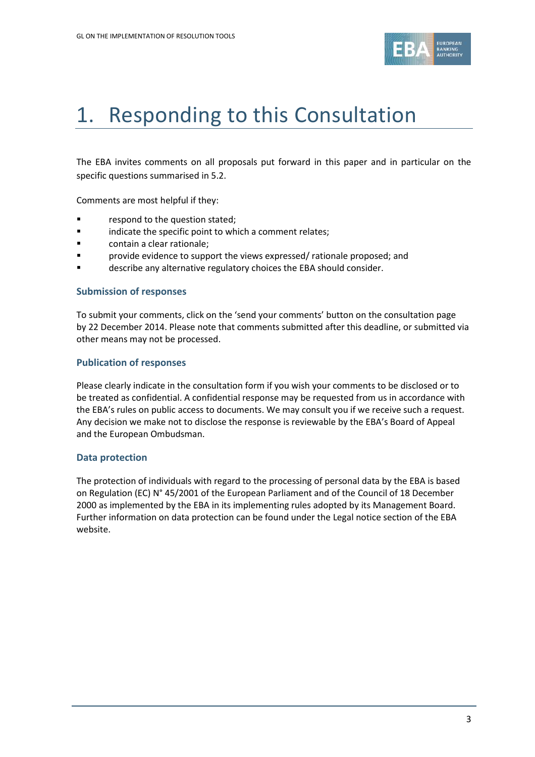# 1. Responding to this Consultation

The EBA invites comments on all proposals put forward in this paper and in particular on the specific questions summarised in 5.2.

Comments are most helpful if they:

- respond to the question stated;
- indicate the specific point to which a comment relates;
- contain a clear rationale;
- provide evidence to support the views expressed/ rationale proposed; and
- describe any alternative regulatory choices the EBA should consider.

### Submission of responses

To submit your comments, click on the 'send your comments' button on the consultation page by 22 December 2014. Please note that comments submitted after this deadline, or submitted via other means may not be processed.

### Publication of responses

Please clearly indicate in the consultation form if you wish your comments to be disclosed or to be treated as confidential. A confidential response may be requested from us in accordance with the EBA's rules on public access to documents. We may consult you if we receive such a request. Any decision we make not to disclose the response is reviewable by the EBA's Board of Appeal and the European Ombudsman.

### Data protection

The protection of individuals with regard to the processing of personal data by the EBA is based on Regulation (EC) N° 45/2001 of the European Parliament and of the Council of 18 December 2000 as implemented by the EBA in its implementing rules adopted by its Management Board. Further information on data protection can be found under the Legal notice section of the EBA website.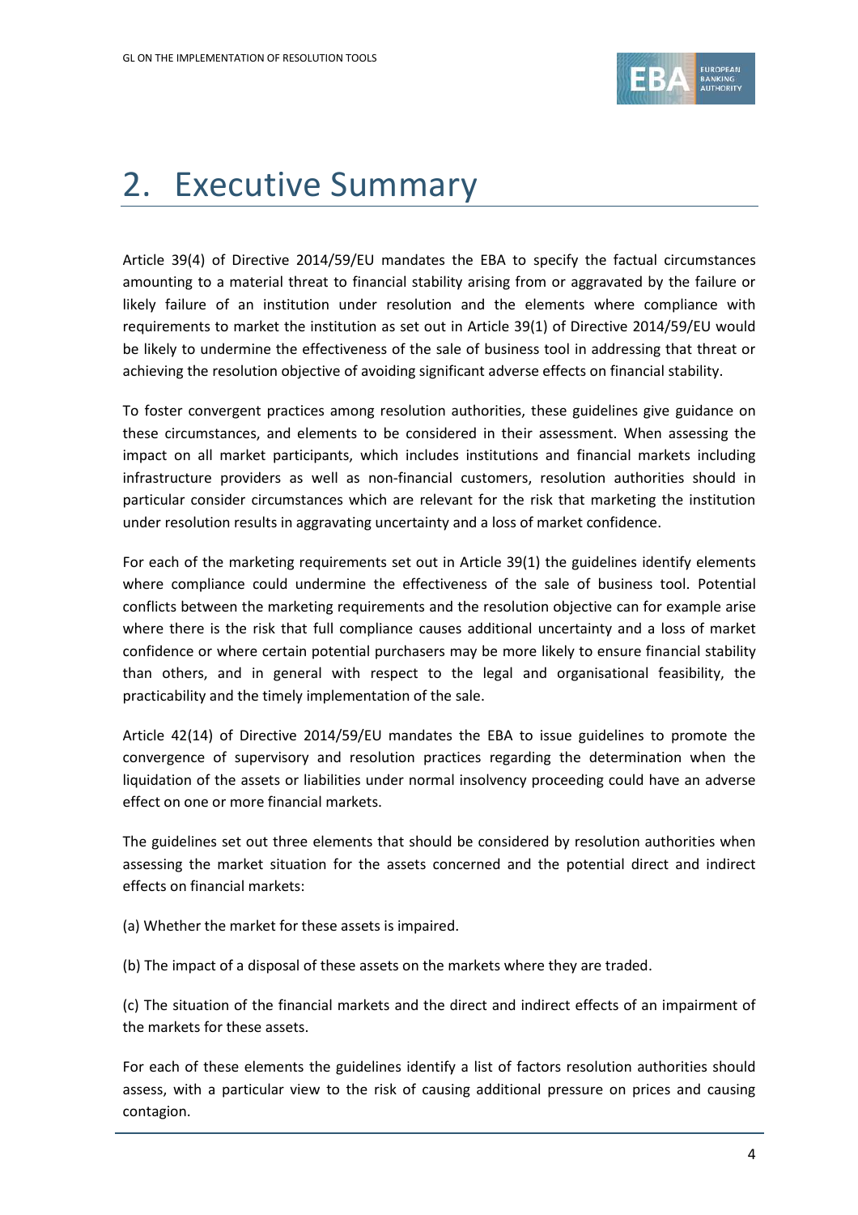# 2. Executive Summary

Article 39(4) of Directive 2014/59/EU mandates the EBA to specify the factual circumstances amounting to a material threat to financial stability arising from or aggravated by the failure or likely failure of an institution under resolution and the elements where compliance with requirements to market the institution as set out in Article 39(1) of Directive 2014/59/EU would be likely to undermine the effectiveness of the sale of business tool in addressing that threat or achieving the resolution objective of avoiding significant adverse effects on financial stability.

To foster convergent practices among resolution authorities, these guidelines give guidance on these circumstances, and elements to be considered in their assessment. When assessing the impact on all market participants, which includes institutions and financial markets including infrastructure providers as well as non-financial customers, resolution authorities should in particular consider circumstances which are relevant for the risk that marketing the institution under resolution results in aggravating uncertainty and a loss of market confidence.

For each of the marketing requirements set out in Article 39(1) the guidelines identify elements where compliance could undermine the effectiveness of the sale of business tool. Potential conflicts between the marketing requirements and the resolution objective can for example arise where there is the risk that full compliance causes additional uncertainty and a loss of market confidence or where certain potential purchasers may be more likely to ensure financial stability than others, and in general with respect to the legal and organisational feasibility, the practicability and the timely implementation of the sale.

Article 42(14) of Directive 2014/59/EU mandates the EBA to issue guidelines to promote the convergence of supervisory and resolution practices regarding the determination when the liquidation of the assets or liabilities under normal insolvency proceeding could have an adverse effect on one or more financial markets.

The guidelines set out three elements that should be considered by resolution authorities when assessing the market situation for the assets concerned and the potential direct and indirect effects on financial markets:

(a) Whether the market for these assets is impaired.

(b) The impact of a disposal of these assets on the markets where they are traded.

(c) The situation of the financial markets and the direct and indirect effects of an impairment of the markets for these assets.

For each of these elements the guidelines identify a list of factors resolution authorities should assess, with a particular view to the risk of causing additional pressure on prices and causing contagion.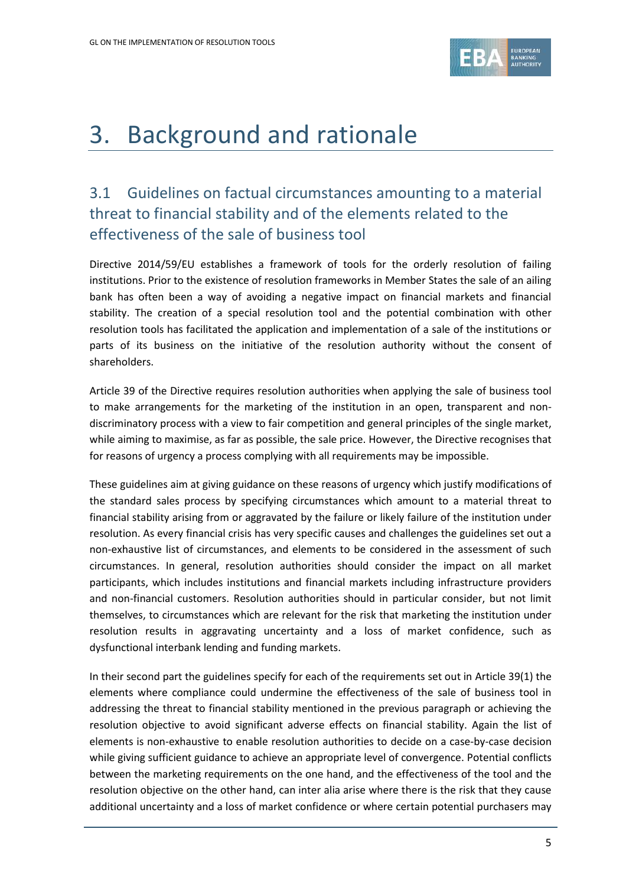# 3. Background and rationale

## 3.1 Guidelines on factual circumstances amounting to a material threat to financial stability and of the elements related to the effectiveness of the sale of business tool

Directive 2014/59/EU establishes a framework of tools for the orderly resolution of failing institutions. Prior to the existence of resolution frameworks in Member States the sale of an ailing bank has often been a way of avoiding a negative impact on financial markets and financial stability. The creation of a special resolution tool and the potential combination with other resolution tools has facilitated the application and implementation of a sale of the institutions or parts of its business on the initiative of the resolution authority without the consent of shareholders.

Article 39 of the Directive requires resolution authorities when applying the sale of business tool to make arrangements for the marketing of the institution in an open, transparent and non-discriminatory process with a view to fair competition and general principles of the single market, while aiming to maximise, as far as possible, the sale price. However, the Directive recognises that for reasons of urgency a process complying with all requirements may be impossible.

These guidelines aim at giving guidance on these reasons of urgency which justify modifications of the standard sales process by specifying circumstances which amount to a material threat to financial stability arising from or aggravated by the failure or likely failure of the institution under resolution. As every financial crisis has very specific causes and challenges the guidelines set out a non-exhaustive list of circumstances, and elements to be considered in the assessment of such circumstances. In general, resolution authorities should consider the impact on all market participants, which includes institutions and financial markets including infrastructure providers and non-financial customers. Resolution authorities should in particular consider, but not limit themselves, to circumstances which are relevant for the risk that marketing the institution under resolution results in aggravating uncertainty and a loss of market confidence, such as dysfunctional interbank lending and funding markets.

In their second part the guidelines specify for each of the requirements set out in Article 39(1) the elements where compliance could undermine the effectiveness of the sale of business tool in addressing the threat to financial stability mentioned in the previous paragraph or achieving the resolution objective to avoid significant adverse effects on financial stability. Again the list of elements is non-exhaustive to enable resolution authorities to decide on a case-by-case decision while giving sufficient guidance to achieve an appropriate level of convergence. Potential conflicts between the marketing requirements on the one hand, and the effectiveness of the tool and the resolution objective on the other hand, can inter alia arise where there is the risk that they cause additional uncertainty and a loss of market confidence or where certain potential purchasers may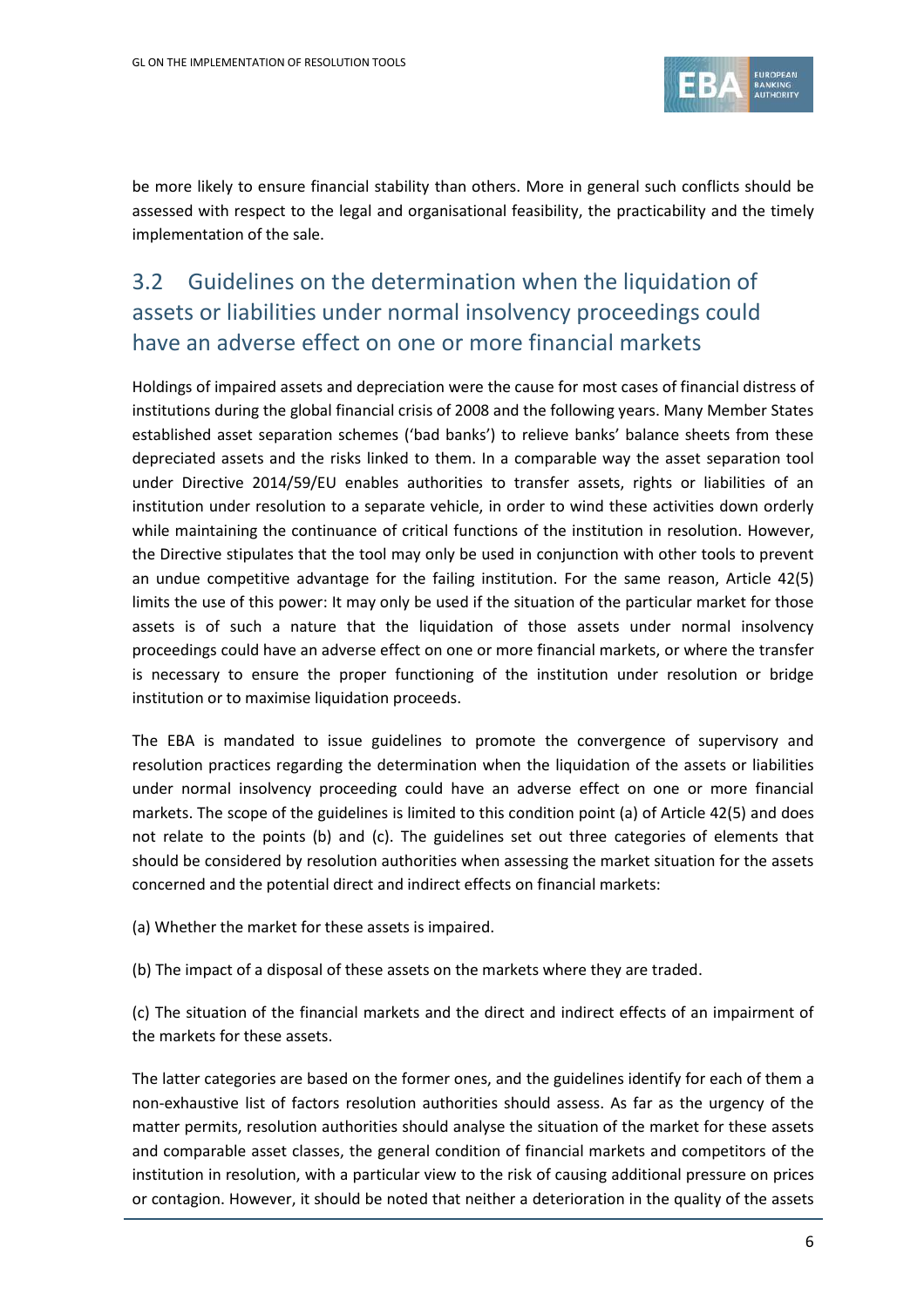be more likely to ensure financial stability than others. More in general such conflicts should be assessed with respect to the legal and organisational feasibility, the practicability and the timely implementation of the sale.

## 3.2 Guidelines on the determination when the liquidation of assets or liabilities under normal insolvency proceedings could have an adverse effect on one or more financial markets

Holdings of impaired assets and depreciation were the cause for most cases of financial distress of institutions during the global financial crisis of 2008 and the following years. Many Member States established asset separation schemes ('bad banks') to relieve banks' balance sheets from these depreciated assets and the risks linked to them. In a comparable way the asset separation tool under Directive 2014/59/EU enables authorities to transfer assets, rights or liabilities of an institution under resolution to a separate vehicle, in order to wind these activities down orderly while maintaining the continuance of critical functions of the institution in resolution. However, the Directive stipulates that the tool may only be used in conjunction with other tools to prevent an undue competitive advantage for the failing institution. For the same reason, Article 42(5) limits the use of this power: It may only be used if the situation of the particular market for those assets is of such a nature that the liquidation of those assets under normal insolvency proceedings could have an adverse effect on one or more financial markets, or where the transfer is necessary to ensure the proper functioning of the institution under resolution or bridge institution or to maximise liquidation proceeds.

The EBA is mandated to issue guidelines to promote the convergence of supervisory and resolution practices regarding the determination when the liquidation of the assets or liabilities under normal insolvency proceeding could have an adverse effect on one or more financial markets. The scope of the guidelines is limited to this condition point (a) of Article 42(5) and does not relate to the points (b) and (c). The guidelines set out three categories of elements that should be considered by resolution authorities when assessing the market situation for the assets concerned and the potential direct and indirect effects on financial markets:

(a) Whether the market for these assets is impaired.

(b) The impact of a disposal of these assets on the markets where they are traded.

(c) The situation of the financial markets and the direct and indirect effects of an impairment of the markets for these assets.

The latter categories are based on the former ones, and the guidelines identify for each of them a non-exhaustive list of factors resolution authorities should assess. As far as the urgency of the matter permits, resolution authorities should analyse the situation of the market for these assets and comparable asset classes, the general condition of financial markets and competitors of the institution in resolution, with a particular view to the risk of causing additional pressure on prices or contagion. However, it should be noted that neither a deterioration in the quality of the assets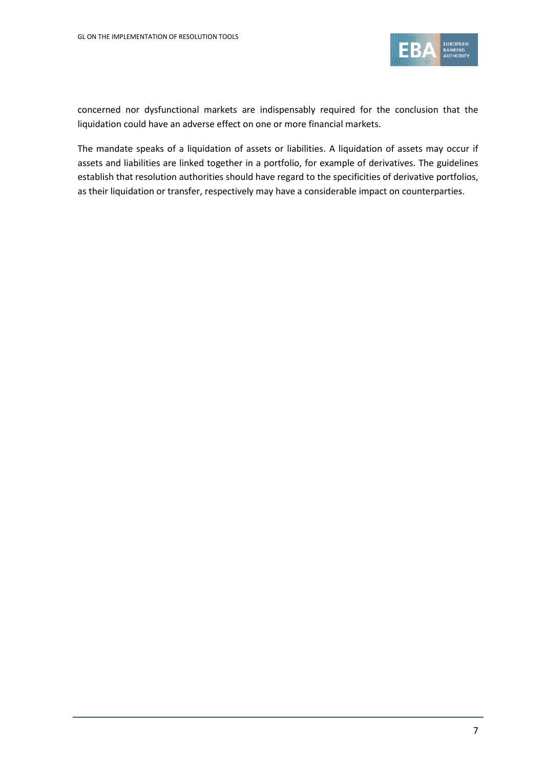concerned nor dysfunctional markets are indispensably required for the conclusion that the liquidation could have an adverse effect on one or more financial markets.

The mandate speaks of a liquidation of assets or liabilities. A liquidation of assets may occur if assets and liabilities are linked together in a portfolio, for example of derivatives. The guidelines establish that resolution authorities should have regard to the specificities of derivative portfolios, as their liquidation or transfer, respectively may have a considerable impact on counterparties.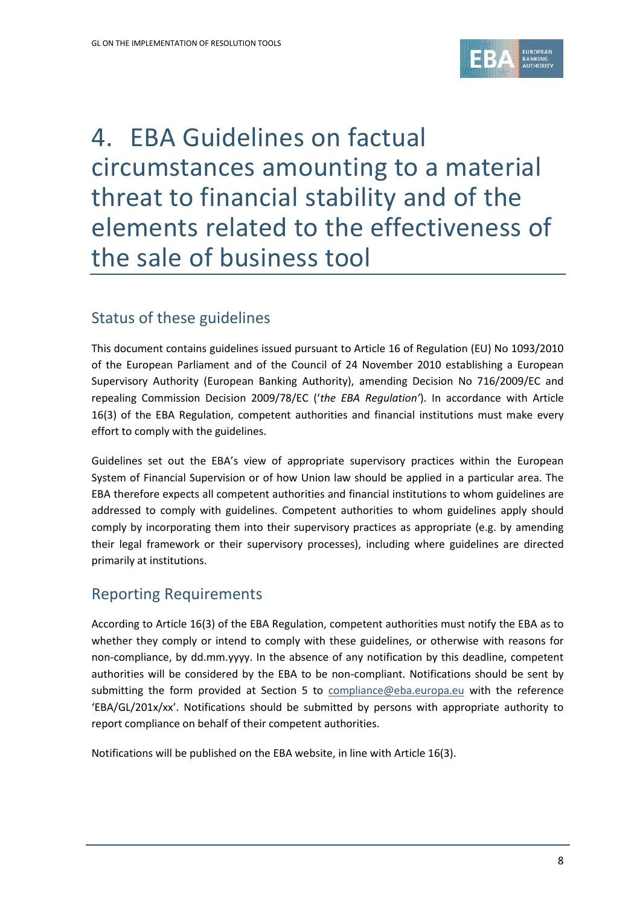# 4. EBA Guidelines on factual circumstances amounting to a material threat to financial stability and of the elements related to the effectiveness of the sale of business tool

## Status of these guidelines

This document contains guidelines issued pursuant to Article 16 of Regulation (EU) No 1093/2010 of the European Parliament and of the Council of 24 November 2010 establishing a European Supervisory Authority (European Banking Authority), amending Decision No 716/2009/EC and repealing Commission Decision 2009/78/EC (‘*the EBA Regulation*’). In accordance with Article 16(3) of the EBA Regulation, competent authorities and financial institutions must make every effort to comply with the guidelines.

Guidelines set out the EBA’s view of appropriate supervisory practices within the European System of Financial Supervision or of how Union law should be applied in a particular area. The EBA therefore expects all competent authorities and financial institutions to whom guidelines are addressed to comply with guidelines. Competent authorities to whom guidelines apply should comply by incorporating them into their supervisory practices as appropriate (e.g. by amending their legal framework or their supervisory processes), including where guidelines are directed primarily at institutions.

## Reporting Requirements

According to Article 16(3) of the EBA Regulation, competent authorities must notify the EBA as to whether they comply or intend to comply with these guidelines, or otherwise with reasons for non-compliance, by dd.mm.yyyy. In the absence of any notification by this deadline, competent authorities will be considered by the EBA to be non-compliant. Notifications should be sent by submitting the form provided at Section 5 to compliance@eba.europa.eu with the reference ‘EBA/GL/201x/xx’. Notifications should be submitted by persons with appropriate authority to report compliance on behalf of their competent authorities.

Notifications will be published on the EBA website, in line with Article 16(3).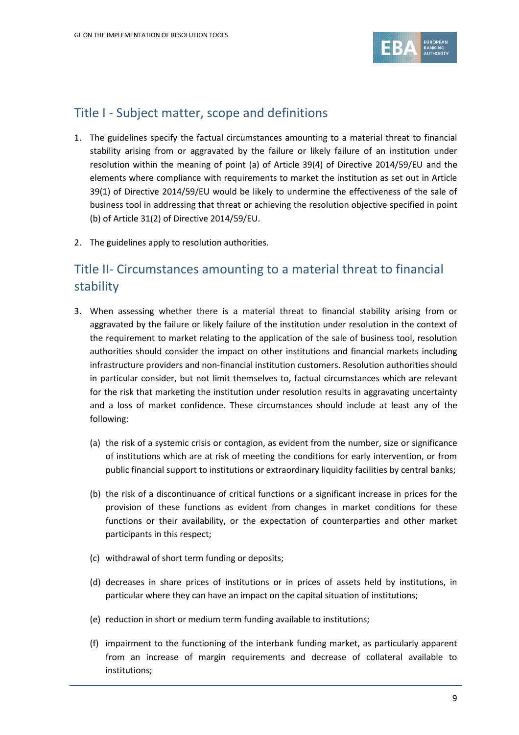## Title I - Subject matter, scope and definitions

1. The guidelines specify the factual circumstances amounting to a material threat to financial stability arising from or aggravated by the failure or likely failure of an institution under resolution within the meaning of point (a) of Article 39(4) of Directive 2014/59/EU and the elements where compliance with requirements to market the institution as set out in Article 39(1) of Directive 2014/59/EU would be likely to undermine the effectiveness of the sale of business tool in addressing that threat or achieving the resolution objective specified in point (b) of Article 31(2) of Directive 2014/59/EU.

2. The guidelines apply to resolution authorities.

## Title II- Circumstances amounting to a material threat to financial stability

3. When assessing whether there is a material threat to financial stability arising from or aggravated by the failure or likely failure of the institution under resolution in the context of the requirement to market relating to the application of the sale of business tool, resolution authorities should consider the impact on other institutions and financial markets including infrastructure providers and non-financial institution customers. Resolution authorities should in particular consider, but not limit themselves to, factual circumstances which are relevant for the risk that marketing the institution under resolution results in aggravating uncertainty and a loss of market confidence. These circumstances should include at least any of the following:

   (a) the risk of a systemic crisis or contagion, as evident from the number, size or significance of institutions which are at risk of meeting the conditions for early intervention, or from public financial support to institutions or extraordinary liquidity facilities by central banks;

   (b) the risk of a discontinuance of critical functions or a significant increase in prices for the provision of these functions as evident from changes in market conditions for these functions or their availability, or the expectation of counterparties and other market participants in this respect;

   (c) withdrawal of short term funding or deposits;

   (d) decreases in share prices of institutions or in prices of assets held by institutions, in particular where they can have an impact on the capital situation of institutions;

   (e) reduction in short or medium term funding available to institutions;

   (f) impairment to the functioning of the interbank funding market, as particularly apparent from an increase of margin requirements and decrease of collateral available to institutions;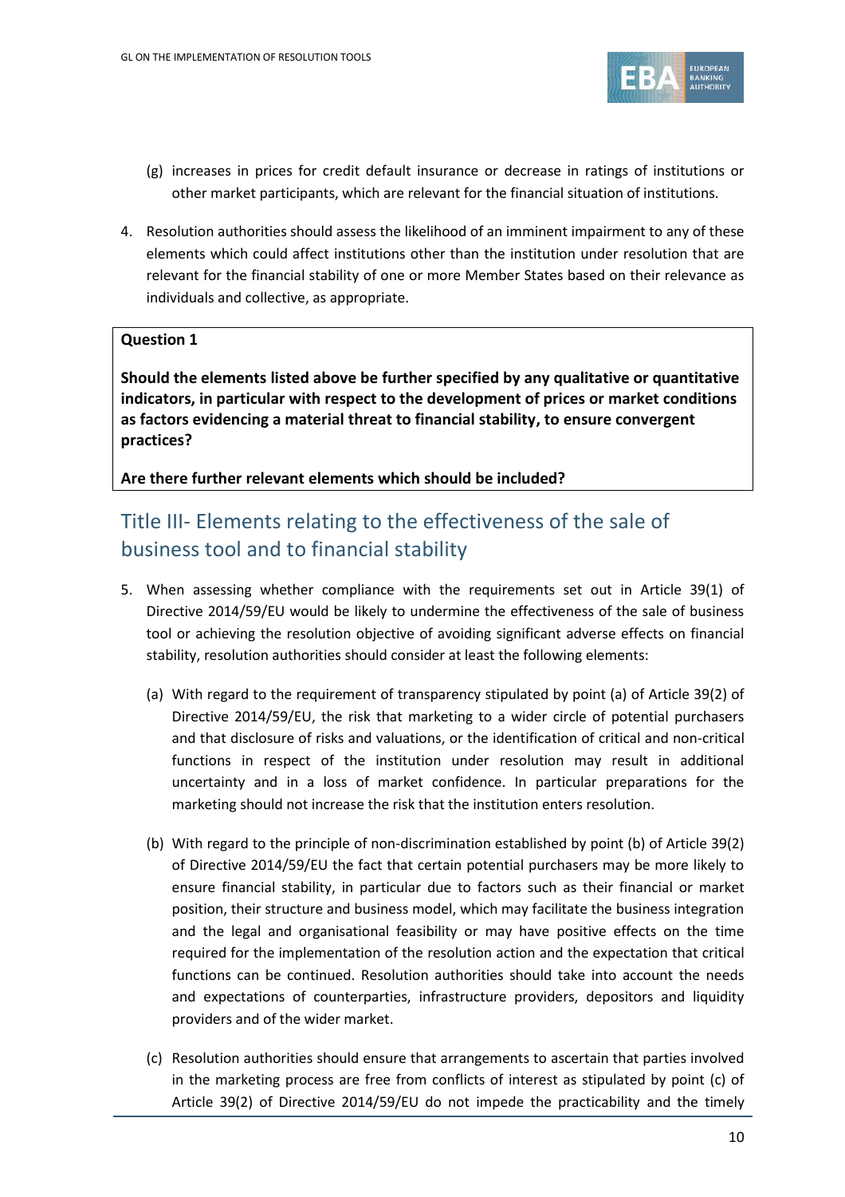(g) increases in prices for credit default insurance or decrease in ratings of institutions or other market participants, which are relevant for the financial situation of institutions.

4. Resolution authorities should assess the likelihood of an imminent impairment to any of these elements which could affect institutions other than the institution under resolution that are relevant for the financial stability of one or more Member States based on their relevance as individuals and collective, as appropriate.

> **Question 1**
>
> **Should the elements listed above be further specified by any qualitative or quantitative indicators, in particular with respect to the development of prices or market conditions as factors evidencing a material threat to financial stability, to ensure convergent practices?**
>
> **Are there further relevant elements which should be included?**

## Title III- Elements relating to the effectiveness of the sale of business tool and to financial stability

5. When assessing whether compliance with the requirements set out in Article 39(1) of Directive 2014/59/EU would be likely to undermine the effectiveness of the sale of business tool or achieving the resolution objective of avoiding significant adverse effects on financial stability, resolution authorities should consider at least the following elements:

   (a) With regard to the requirement of transparency stipulated by point (a) of Article 39(2) of Directive 2014/59/EU, the risk that marketing to a wider circle of potential purchasers and that disclosure of risks and valuations, or the identification of critical and non-critical functions in respect of the institution under resolution may result in additional uncertainty and in a loss of market confidence. In particular preparations for the marketing should not increase the risk that the institution enters resolution.

   (b) With regard to the principle of non-discrimination established by point (b) of Article 39(2) of Directive 2014/59/EU the fact that certain potential purchasers may be more likely to ensure financial stability, in particular due to factors such as their financial or market position, their structure and business model, which may facilitate the business integration and the legal and organisational feasibility or may have positive effects on the time required for the implementation of the resolution action and the expectation that critical functions can be continued. Resolution authorities should take into account the needs and expectations of counterparties, infrastructure providers, depositors and liquidity providers and of the wider market.

   (c) Resolution authorities should ensure that arrangements to ascertain that parties involved in the marketing process are free from conflicts of interest as stipulated by point (c) of Article 39(2) of Directive 2014/59/EU do not impede the practicability and the timely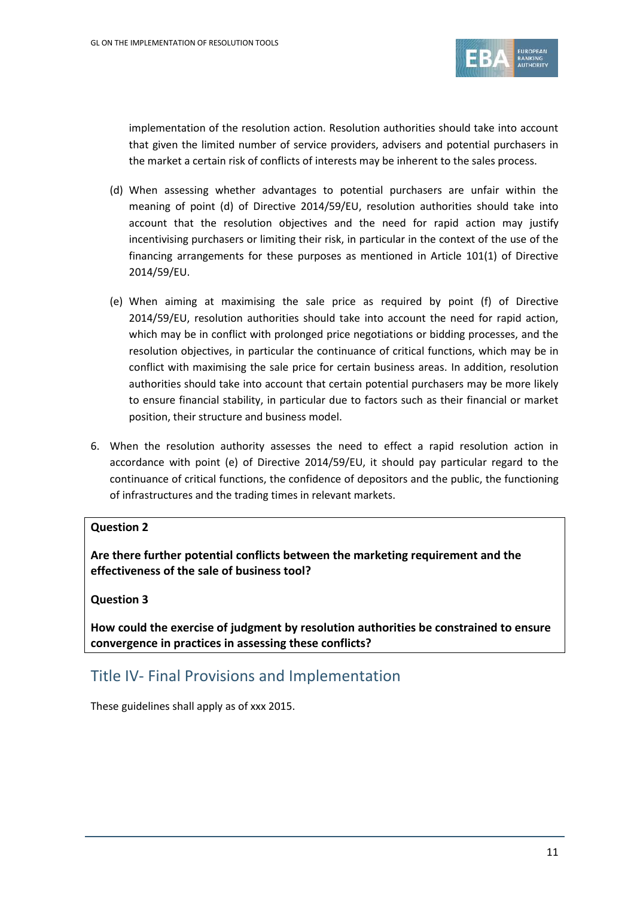implementation of the resolution action. Resolution authorities should take into account that given the limited number of service providers, advisers and potential purchasers in the market a certain risk of conflicts of interests may be inherent to the sales process.

(d) When assessing whether advantages to potential purchasers are unfair within the meaning of point (d) of Directive 2014/59/EU, resolution authorities should take into account that the resolution objectives and the need for rapid action may justify incentivising purchasers or limiting their risk, in particular in the context of the use of the financing arrangements for these purposes as mentioned in Article 101(1) of Directive 2014/59/EU.

(e) When aiming at maximising the sale price as required by point (f) of Directive 2014/59/EU, resolution authorities should take into account the need for rapid action, which may be in conflict with prolonged price negotiations or bidding processes, and the resolution objectives, in particular the continuance of critical functions, which may be in conflict with maximising the sale price for certain business areas. In addition, resolution authorities should take into account that certain potential purchasers may be more likely to ensure financial stability, in particular due to factors such as their financial or market position, their structure and business model.

6. When the resolution authority assesses the need to effect a rapid resolution action in accordance with point (e) of Directive 2014/59/EU, it should pay particular regard to the continuance of critical functions, the confidence of depositors and the public, the functioning of infrastructures and the trading times in relevant markets.

**Question 2**

**Are there further potential conflicts between the marketing requirement and the effectiveness of the sale of business tool?**

**Question 3**

**How could the exercise of judgment by resolution authorities be constrained to ensure convergence in practices in assessing these conflicts?**

## Title IV- Final Provisions and Implementation

These guidelines shall apply as of xxx 2015.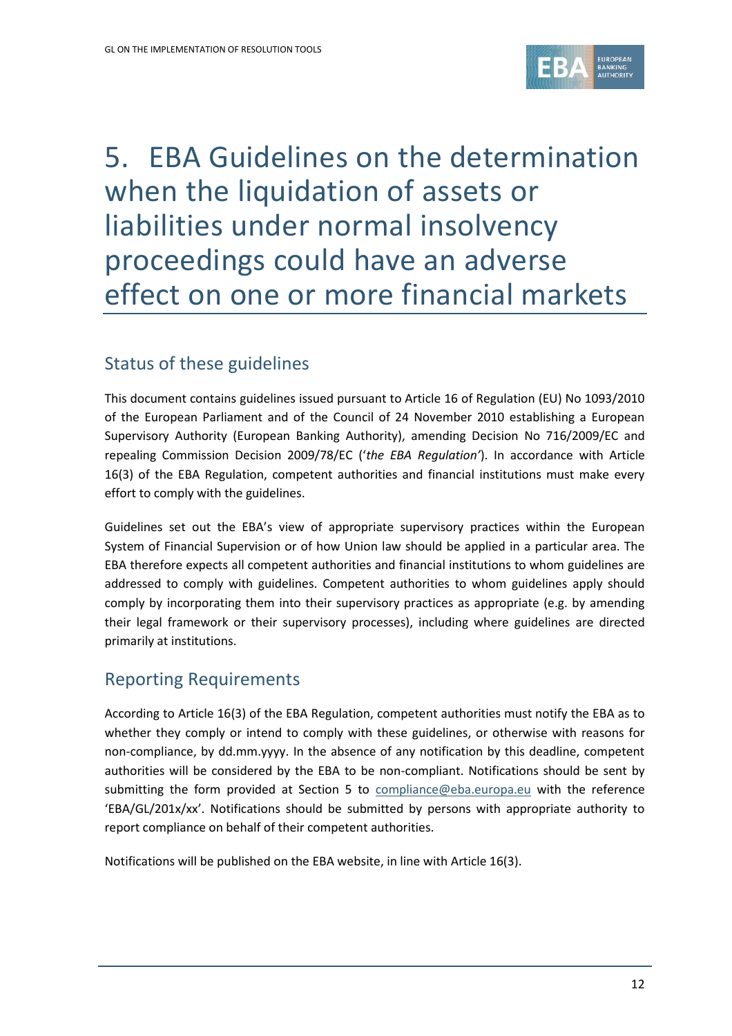# 5. EBA Guidelines on the determination when the liquidation of assets or liabilities under normal insolvency proceedings could have an adverse effect on one or more financial markets

## Status of these guidelines

This document contains guidelines issued pursuant to Article 16 of Regulation (EU) No 1093/2010 of the European Parliament and of the Council of 24 November 2010 establishing a European Supervisory Authority (European Banking Authority), amending Decision No 716/2009/EC and repealing Commission Decision 2009/78/EC ('*the EBA Regulation*'). In accordance with Article 16(3) of the EBA Regulation, competent authorities and financial institutions must make every effort to comply with the guidelines.

Guidelines set out the EBA's view of appropriate supervisory practices within the European System of Financial Supervision or of how Union law should be applied in a particular area. The EBA therefore expects all competent authorities and financial institutions to whom guidelines are addressed to comply with guidelines. Competent authorities to whom guidelines apply should comply by incorporating them into their supervisory practices as appropriate (e.g. by amending their legal framework or their supervisory processes), including where guidelines are directed primarily at institutions.

## Reporting Requirements

According to Article 16(3) of the EBA Regulation, competent authorities must notify the EBA as to whether they comply or intend to comply with these guidelines, or otherwise with reasons for non-compliance, by dd.mm.yyyy. In the absence of any notification by this deadline, competent authorities will be considered by the EBA to be non-compliant. Notifications should be sent by submitting the form provided at Section 5 to compliance@eba.europa.eu with the reference 'EBA/GL/201x/xx'. Notifications should be submitted by persons with appropriate authority to report compliance on behalf of their competent authorities.

Notifications will be published on the EBA website, in line with Article 16(3).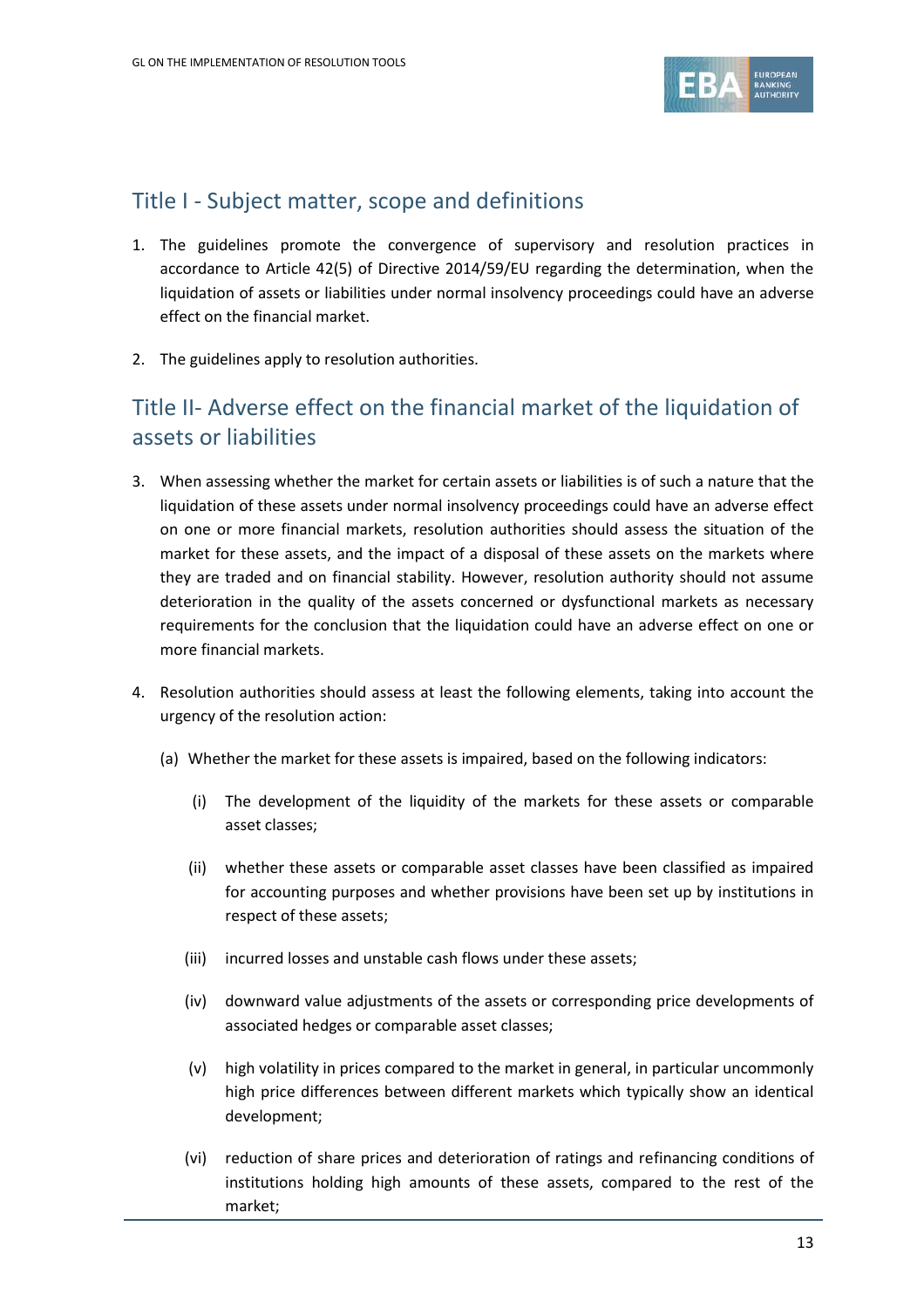## Title I - Subject matter, scope and definitions

1. The guidelines promote the convergence of supervisory and resolution practices in accordance to Article 42(5) of Directive 2014/59/EU regarding the determination, when the liquidation of assets or liabilities under normal insolvency proceedings could have an adverse effect on the financial market.

2. The guidelines apply to resolution authorities.

## Title II- Adverse effect on the financial market of the liquidation of assets or liabilities

3. When assessing whether the market for certain assets or liabilities is of such a nature that the liquidation of these assets under normal insolvency proceedings could have an adverse effect on one or more financial markets, resolution authorities should assess the situation of the market for these assets, and the impact of a disposal of these assets on the markets where they are traded and on financial stability. However, resolution authority should not assume deterioration in the quality of the assets concerned or dysfunctional markets as necessary requirements for the conclusion that the liquidation could have an adverse effect on one or more financial markets.

4. Resolution authorities should assess at least the following elements, taking into account the urgency of the resolution action:

   (a) Whether the market for these assets is impaired, based on the following indicators:

      (i) The development of the liquidity of the markets for these assets or comparable asset classes;

      (ii) whether these assets or comparable asset classes have been classified as impaired for accounting purposes and whether provisions have been set up by institutions in respect of these assets;

      (iii) incurred losses and unstable cash flows under these assets;

      (iv) downward value adjustments of the assets or corresponding price developments of associated hedges or comparable asset classes;

      (v) high volatility in prices compared to the market in general, in particular uncommonly high price differences between different markets which typically show an identical development;

      (vi) reduction of share prices and deterioration of ratings and refinancing conditions of institutions holding high amounts of these assets, compared to the rest of the market;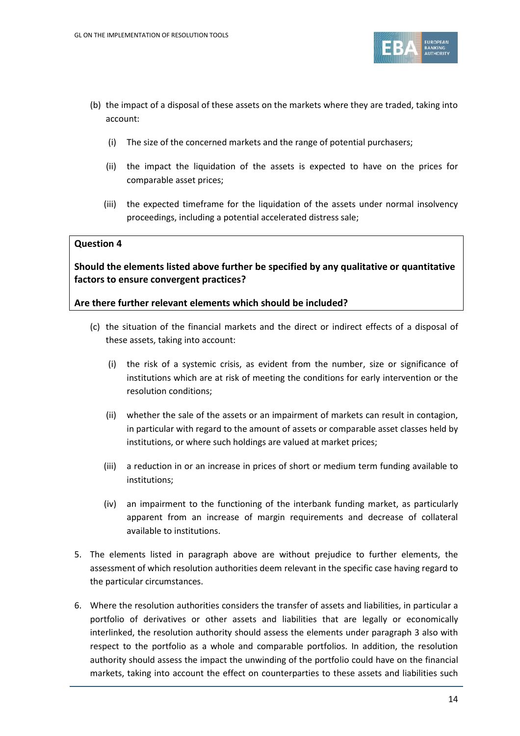(b) the impact of a disposal of these assets on the markets where they are traded, taking into account:

   (i) The size of the concerned markets and the range of potential purchasers;

   (ii) the impact the liquidation of the assets is expected to have on the prices for comparable asset prices;

   (iii) the expected timeframe for the liquidation of the assets under normal insolvency proceedings, including a potential accelerated distress sale;

> **Question 4**
>
> **Should the elements listed above further be specified by any qualitative or quantitative factors to ensure convergent practices?**
>
> **Are there further relevant elements which should be included?**

(c) the situation of the financial markets and the direct or indirect effects of a disposal of these assets, taking into account:

   (i) the risk of a systemic crisis, as evident from the number, size or significance of institutions which are at risk of meeting the conditions for early intervention or the resolution conditions;

   (ii) whether the sale of the assets or an impairment of markets can result in contagion, in particular with regard to the amount of assets or comparable asset classes held by institutions, or where such holdings are valued at market prices;

   (iii) a reduction in or an increase in prices of short or medium term funding available to institutions;

   (iv) an impairment to the functioning of the interbank funding market, as particularly apparent from an increase of margin requirements and decrease of collateral available to institutions.

5. The elements listed in paragraph above are without prejudice to further elements, the assessment of which resolution authorities deem relevant in the specific case having regard to the particular circumstances.

6. Where the resolution authorities considers the transfer of assets and liabilities, in particular a portfolio of derivatives or other assets and liabilities that are legally or economically interlinked, the resolution authority should assess the elements under paragraph 3 also with respect to the portfolio as a whole and comparable portfolios. In addition, the resolution authority should assess the impact the unwinding of the portfolio could have on the financial markets, taking into account the effect on counterparties to these assets and liabilities such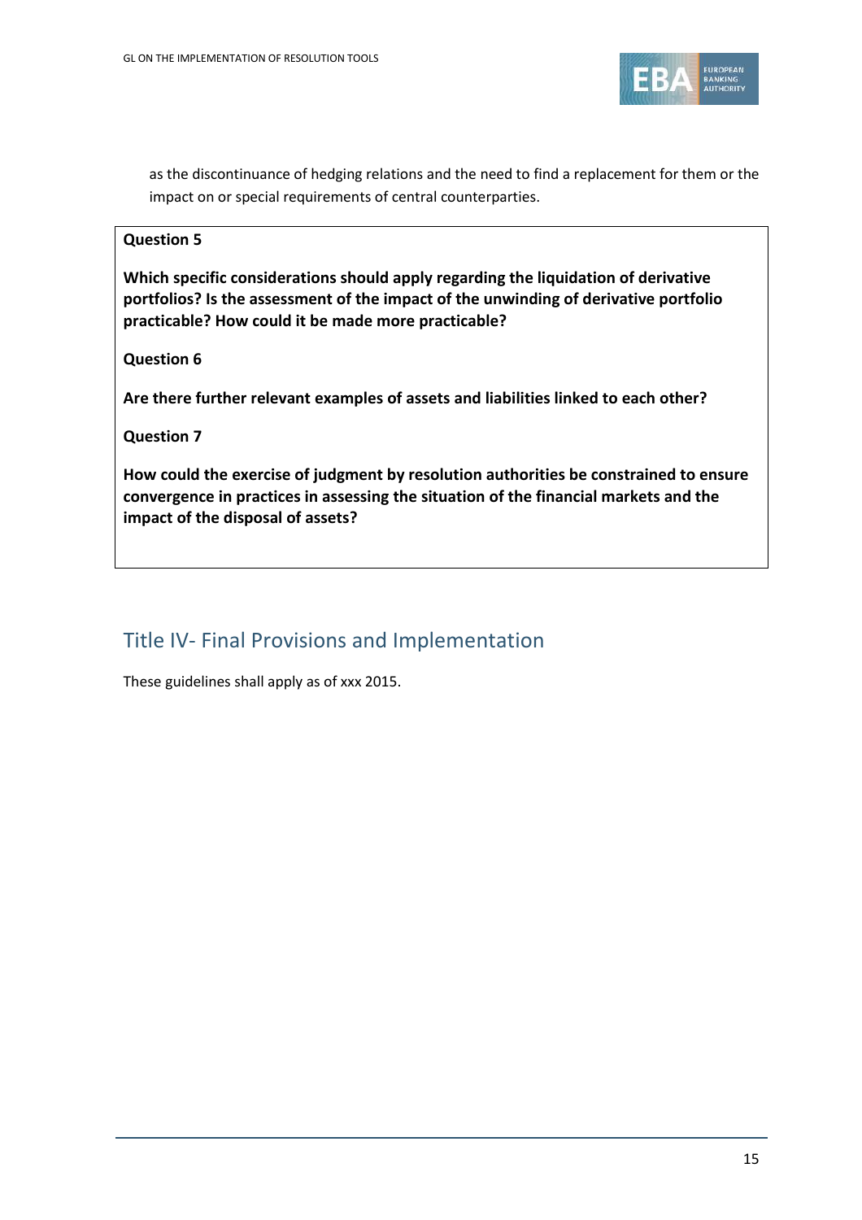as the discontinuance of hedging relations and the need to find a replacement for them or the impact on or special requirements of central counterparties.

**Question 5**

**Which specific considerations should apply regarding the liquidation of derivative portfolios? Is the assessment of the impact of the unwinding of derivative portfolio practicable? How could it be made more practicable?**

**Question 6**

**Are there further relevant examples of assets and liabilities linked to each other?**

**Question 7**

**How could the exercise of judgment by resolution authorities be constrained to ensure convergence in practices in assessing the situation of the financial markets and the impact of the disposal of assets?**

## Title IV- Final Provisions and Implementation

These guidelines shall apply as of xxx 2015.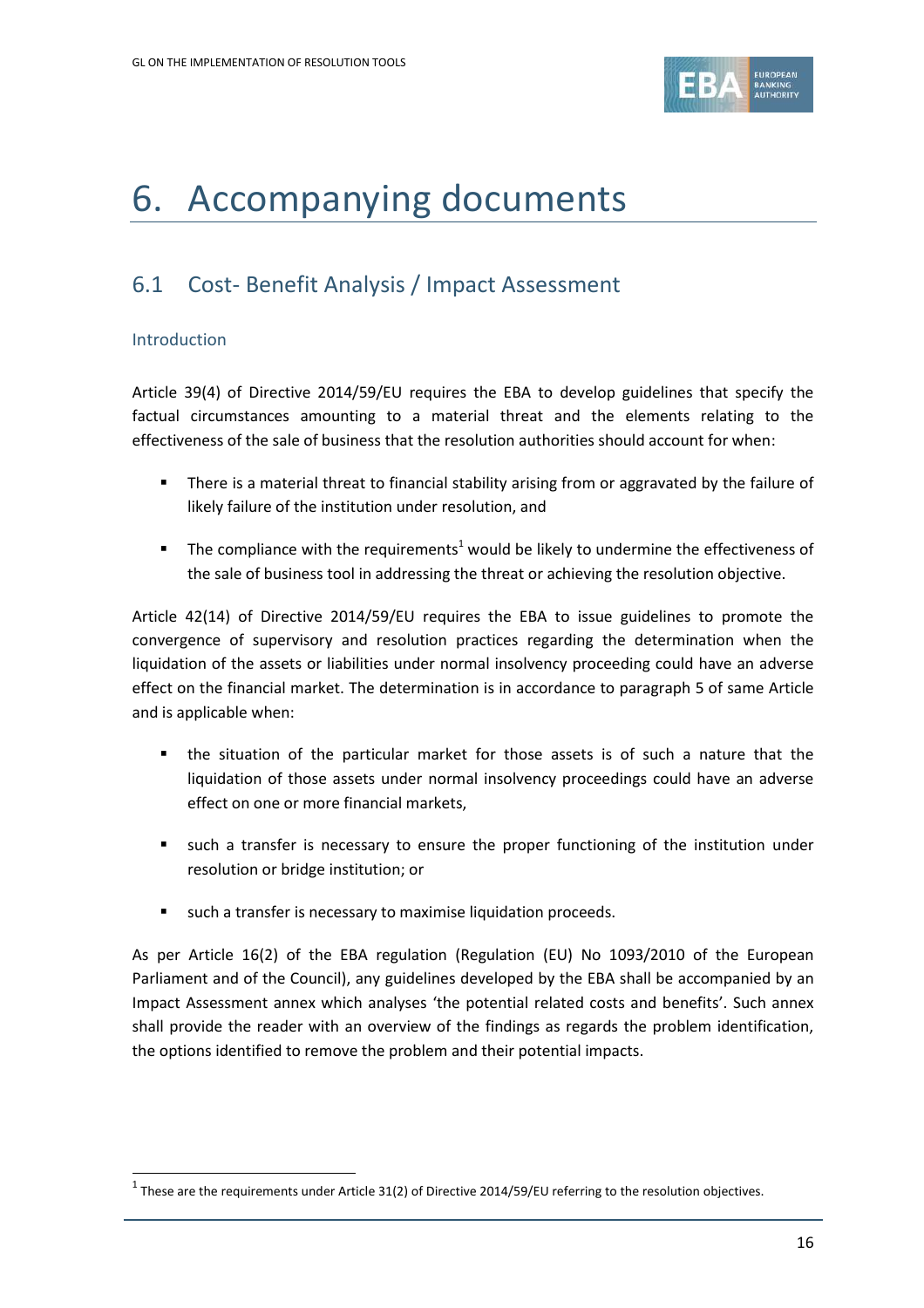# 6. Accompanying documents

## 6.1 Cost- Benefit Analysis / Impact Assessment

### Introduction

Article 39(4) of Directive 2014/59/EU requires the EBA to develop guidelines that specify the factual circumstances amounting to a material threat and the elements relating to the effectiveness of the sale of business that the resolution authorities should account for when:

- There is a material threat to financial stability arising from or aggravated by the failure of likely failure of the institution under resolution, and
- The compliance with the requirements[1] would be likely to undermine the effectiveness of the sale of business tool in addressing the threat or achieving the resolution objective.

Article 42(14) of Directive 2014/59/EU requires the EBA to issue guidelines to promote the convergence of supervisory and resolution practices regarding the determination when the liquidation of the assets or liabilities under normal insolvency proceeding could have an adverse effect on the financial market. The determination is in accordance to paragraph 5 of same Article and is applicable when:

- the situation of the particular market for those assets is of such a nature that the liquidation of those assets under normal insolvency proceedings could have an adverse effect on one or more financial markets,
- such a transfer is necessary to ensure the proper functioning of the institution under resolution or bridge institution; or
- such a transfer is necessary to maximise liquidation proceeds.

As per Article 16(2) of the EBA regulation (Regulation (EU) No 1093/2010 of the European Parliament and of the Council), any guidelines developed by the EBA shall be accompanied by an Impact Assessment annex which analyses 'the potential related costs and benefits'. Such annex shall provide the reader with an overview of the findings as regards the problem identification, the options identified to remove the problem and their potential impacts.

[1] These are the requirements under Article 31(2) of Directive 2014/59/EU referring to the resolution objectives.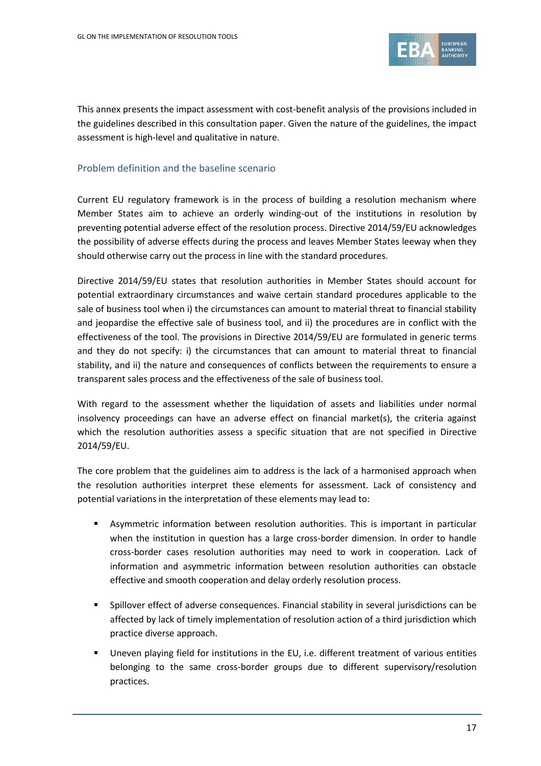This annex presents the impact assessment with cost-benefit analysis of the provisions included in the guidelines described in this consultation paper. Given the nature of the guidelines, the impact assessment is high-level and qualitative in nature.

## Problem definition and the baseline scenario

Current EU regulatory framework is in the process of building a resolution mechanism where Member States aim to achieve an orderly winding-out of the institutions in resolution by preventing potential adverse effect of the resolution process. Directive 2014/59/EU acknowledges the possibility of adverse effects during the process and leaves Member States leeway when they should otherwise carry out the process in line with the standard procedures.

Directive 2014/59/EU states that resolution authorities in Member States should account for potential extraordinary circumstances and waive certain standard procedures applicable to the sale of business tool when i) the circumstances can amount to material threat to financial stability and jeopardise the effective sale of business tool, and ii) the procedures are in conflict with the effectiveness of the tool. The provisions in Directive 2014/59/EU are formulated in generic terms and they do not specify: i) the circumstances that can amount to material threat to financial stability, and ii) the nature and consequences of conflicts between the requirements to ensure a transparent sales process and the effectiveness of the sale of business tool.

With regard to the assessment whether the liquidation of assets and liabilities under normal insolvency proceedings can have an adverse effect on financial market(s), the criteria against which the resolution authorities assess a specific situation that are not specified in Directive 2014/59/EU.

The core problem that the guidelines aim to address is the lack of a harmonised approach when the resolution authorities interpret these elements for assessment. Lack of consistency and potential variations in the interpretation of these elements may lead to:

- Asymmetric information between resolution authorities. This is important in particular when the institution in question has a large cross-border dimension. In order to handle cross-border cases resolution authorities may need to work in cooperation. Lack of information and asymmetric information between resolution authorities can obstacle effective and smooth cooperation and delay orderly resolution process.

- Spillover effect of adverse consequences. Financial stability in several jurisdictions can be affected by lack of timely implementation of resolution action of a third jurisdiction which practice diverse approach.

- Uneven playing field for institutions in the EU, i.e. different treatment of various entities belonging to the same cross-border groups due to different supervisory/resolution practices.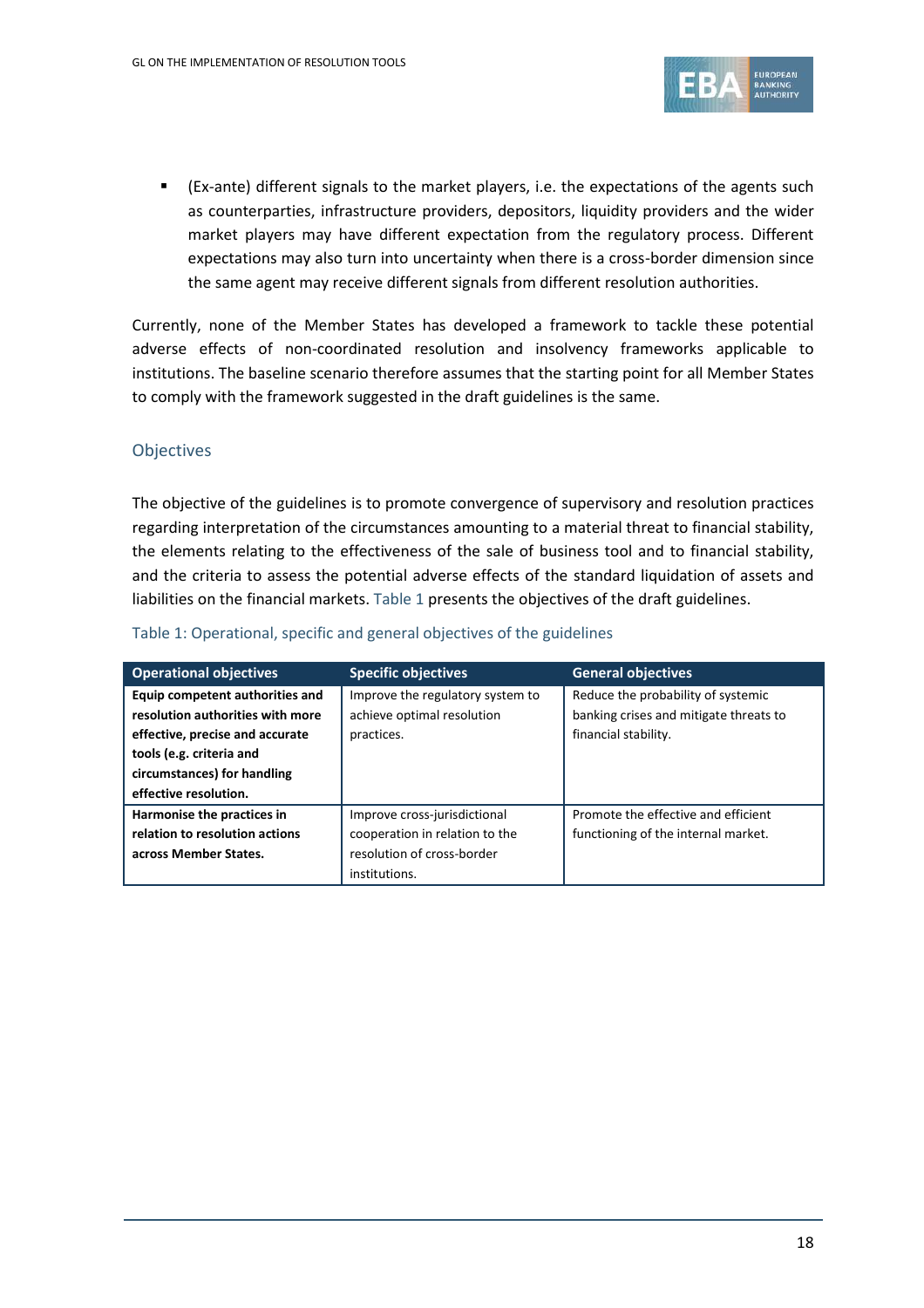- (Ex-ante) different signals to the market players, i.e. the expectations of the agents such as counterparties, infrastructure providers, depositors, liquidity providers and the wider market players may have different expectation from the regulatory process. Different expectations may also turn into uncertainty when there is a cross-border dimension since the same agent may receive different signals from different resolution authorities.

Currently, none of the Member States has developed a framework to tackle these potential adverse effects of non-coordinated resolution and insolvency frameworks applicable to institutions. The baseline scenario therefore assumes that the starting point for all Member States to comply with the framework suggested in the draft guidelines is the same.

### Objectives

The objective of the guidelines is to promote convergence of supervisory and resolution practices regarding interpretation of the circumstances amounting to a material threat to financial stability, the elements relating to the effectiveness of the sale of business tool and to financial stability, and the criteria to assess the potential adverse effects of the standard liquidation of assets and liabilities on the financial markets. Table 1 presents the objectives of the draft guidelines.

Table 1: Operational, specific and general objectives of the guidelines

| Operational objectives | Specific objectives | General objectives |
|---|---|---|
| **Equip competent authorities and resolution authorities with more effective, precise and accurate tools (e.g. criteria and circumstances) for handling effective resolution.** | Improve the regulatory system to achieve optimal resolution practices. | Reduce the probability of systemic banking crises and mitigate threats to financial stability. |
| **Harmonise the practices in relation to resolution actions across Member States.** | Improve cross-jurisdictional cooperation in relation to the resolution of cross-border institutions. | Promote the effective and efficient functioning of the internal market. |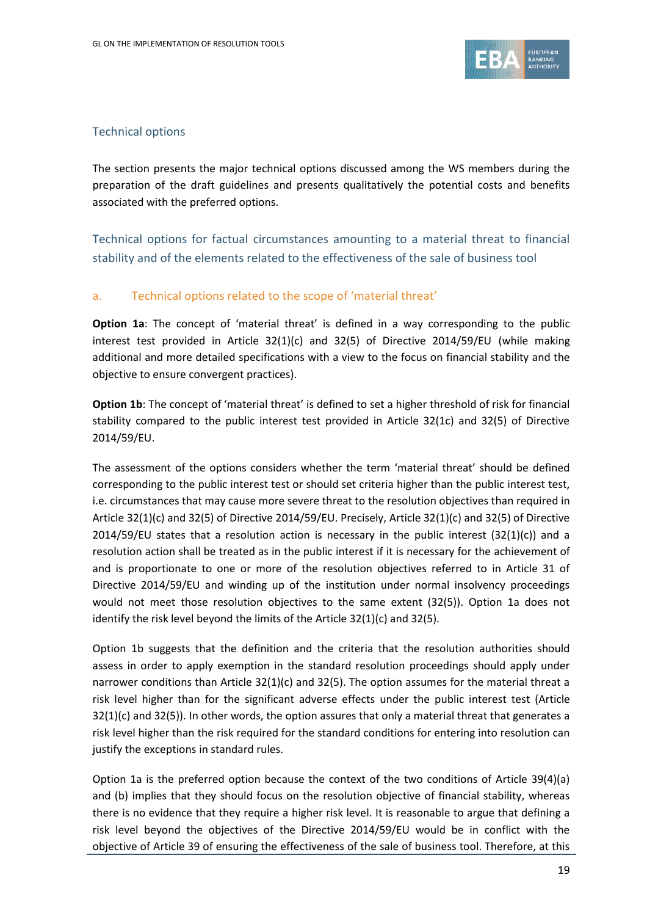## Technical options

The section presents the major technical options discussed among the WS members during the preparation of the draft guidelines and presents qualitatively the potential costs and benefits associated with the preferred options.

### Technical options for factual circumstances amounting to a material threat to financial stability and of the elements related to the effectiveness of the sale of business tool

#### a. Technical options related to the scope of 'material threat'

**Option 1a**: The concept of 'material threat' is defined in a way corresponding to the public interest test provided in Article 32(1)(c) and 32(5) of Directive 2014/59/EU (while making additional and more detailed specifications with a view to the focus on financial stability and the objective to ensure convergent practices).

**Option 1b**: The concept of 'material threat' is defined to set a higher threshold of risk for financial stability compared to the public interest test provided in Article 32(1c) and 32(5) of Directive 2014/59/EU.

The assessment of the options considers whether the term 'material threat' should be defined corresponding to the public interest test or should set criteria higher than the public interest test, i.e. circumstances that may cause more severe threat to the resolution objectives than required in Article 32(1)(c) and 32(5) of Directive 2014/59/EU. Precisely, Article 32(1)(c) and 32(5) of Directive 2014/59/EU states that a resolution action is necessary in the public interest (32(1)(c)) and a resolution action shall be treated as in the public interest if it is necessary for the achievement of and is proportionate to one or more of the resolution objectives referred to in Article 31 of Directive 2014/59/EU and winding up of the institution under normal insolvency proceedings would not meet those resolution objectives to the same extent (32(5)). Option 1a does not identify the risk level beyond the limits of the Article 32(1)(c) and 32(5).

Option 1b suggests that the definition and the criteria that the resolution authorities should assess in order to apply exemption in the standard resolution proceedings should apply under narrower conditions than Article 32(1)(c) and 32(5). The option assumes for the material threat a risk level higher than for the significant adverse effects under the public interest test (Article 32(1)(c) and 32(5)). In other words, the option assures that only a material threat that generates a risk level higher than the risk required for the standard conditions for entering into resolution can justify the exceptions in standard rules.

Option 1a is the preferred option because the context of the two conditions of Article 39(4)(a) and (b) implies that they should focus on the resolution objective of financial stability, whereas there is no evidence that they require a higher risk level. It is reasonable to argue that defining a risk level beyond the objectives of the Directive 2014/59/EU would be in conflict with the objective of Article 39 of ensuring the effectiveness of the sale of business tool. Therefore, at this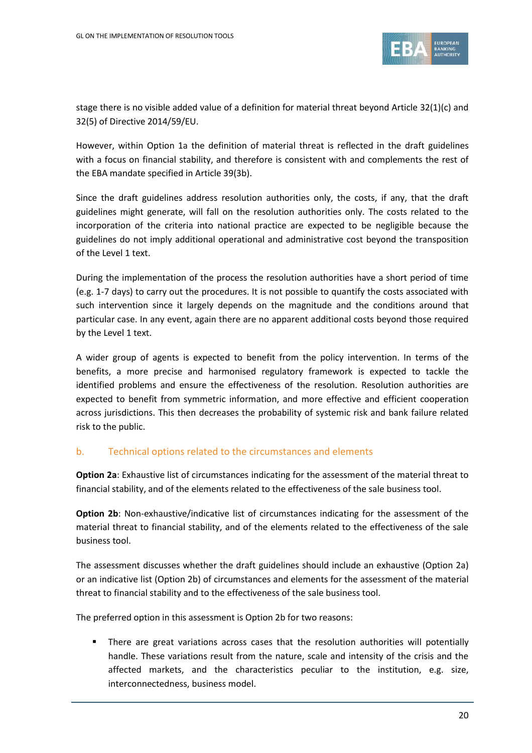stage there is no visible added value of a definition for material threat beyond Article 32(1)(c) and 32(5) of Directive 2014/59/EU.

However, within Option 1a the definition of material threat is reflected in the draft guidelines with a focus on financial stability, and therefore is consistent with and complements the rest of the EBA mandate specified in Article 39(3b).

Since the draft guidelines address resolution authorities only, the costs, if any, that the draft guidelines might generate, will fall on the resolution authorities only. The costs related to the incorporation of the criteria into national practice are expected to be negligible because the guidelines do not imply additional operational and administrative cost beyond the transposition of the Level 1 text.

During the implementation of the process the resolution authorities have a short period of time (e.g. 1-7 days) to carry out the procedures. It is not possible to quantify the costs associated with such intervention since it largely depends on the magnitude and the conditions around that particular case. In any event, again there are no apparent additional costs beyond those required by the Level 1 text.

A wider group of agents is expected to benefit from the policy intervention. In terms of the benefits, a more precise and harmonised regulatory framework is expected to tackle the identified problems and ensure the effectiveness of the resolution. Resolution authorities are expected to benefit from symmetric information, and more effective and efficient cooperation across jurisdictions. This then decreases the probability of systemic risk and bank failure related risk to the public.

### b. Technical options related to the circumstances and elements

**Option 2a**: Exhaustive list of circumstances indicating for the assessment of the material threat to financial stability, and of the elements related to the effectiveness of the sale business tool.

**Option 2b**: Non-exhaustive/indicative list of circumstances indicating for the assessment of the material threat to financial stability, and of the elements related to the effectiveness of the sale business tool.

The assessment discusses whether the draft guidelines should include an exhaustive (Option 2a) or an indicative list (Option 2b) of circumstances and elements for the assessment of the material threat to financial stability and to the effectiveness of the sale business tool.

The preferred option in this assessment is Option 2b for two reasons:

- There are great variations across cases that the resolution authorities will potentially handle. These variations result from the nature, scale and intensity of the crisis and the affected markets, and the characteristics peculiar to the institution, e.g. size, interconnectedness, business model.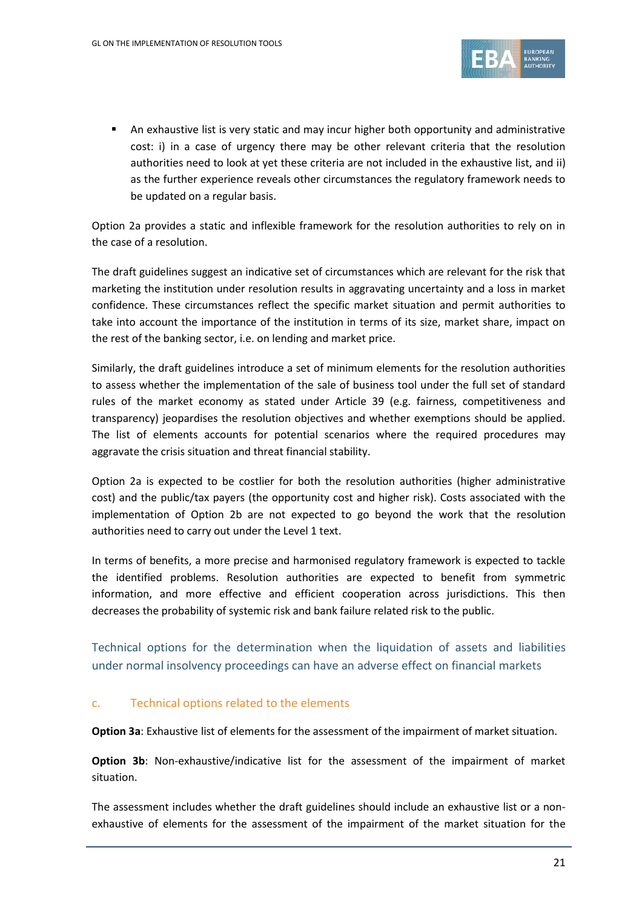- An exhaustive list is very static and may incur higher both opportunity and administrative cost: i) in a case of urgency there may be other relevant criteria that the resolution authorities need to look at yet these criteria are not included in the exhaustive list, and ii) as the further experience reveals other circumstances the regulatory framework needs to be updated on a regular basis.

Option 2a provides a static and inflexible framework for the resolution authorities to rely on in the case of a resolution.

The draft guidelines suggest an indicative set of circumstances which are relevant for the risk that marketing the institution under resolution results in aggravating uncertainty and a loss in market confidence. These circumstances reflect the specific market situation and permit authorities to take into account the importance of the institution in terms of its size, market share, impact on the rest of the banking sector, i.e. on lending and market price.

Similarly, the draft guidelines introduce a set of minimum elements for the resolution authorities to assess whether the implementation of the sale of business tool under the full set of standard rules of the market economy as stated under Article 39 (e.g. fairness, competitiveness and transparency) jeopardises the resolution objectives and whether exemptions should be applied. The list of elements accounts for potential scenarios where the required procedures may aggravate the crisis situation and threat financial stability.

Option 2a is expected to be costlier for both the resolution authorities (higher administrative cost) and the public/tax payers (the opportunity cost and higher risk). Costs associated with the implementation of Option 2b are not expected to go beyond the work that the resolution authorities need to carry out under the Level 1 text.

In terms of benefits, a more precise and harmonised regulatory framework is expected to tackle the identified problems. Resolution authorities are expected to benefit from symmetric information, and more effective and efficient cooperation across jurisdictions. This then decreases the probability of systemic risk and bank failure related risk to the public.

## Technical options for the determination when the liquidation of assets and liabilities under normal insolvency proceedings can have an adverse effect on financial markets

### c. Technical options related to the elements

**Option 3a**: Exhaustive list of elements for the assessment of the impairment of market situation.

**Option 3b**: Non-exhaustive/indicative list for the assessment of the impairment of market situation.

The assessment includes whether the draft guidelines should include an exhaustive list or a non-exhaustive of elements for the assessment of the impairment of the market situation for the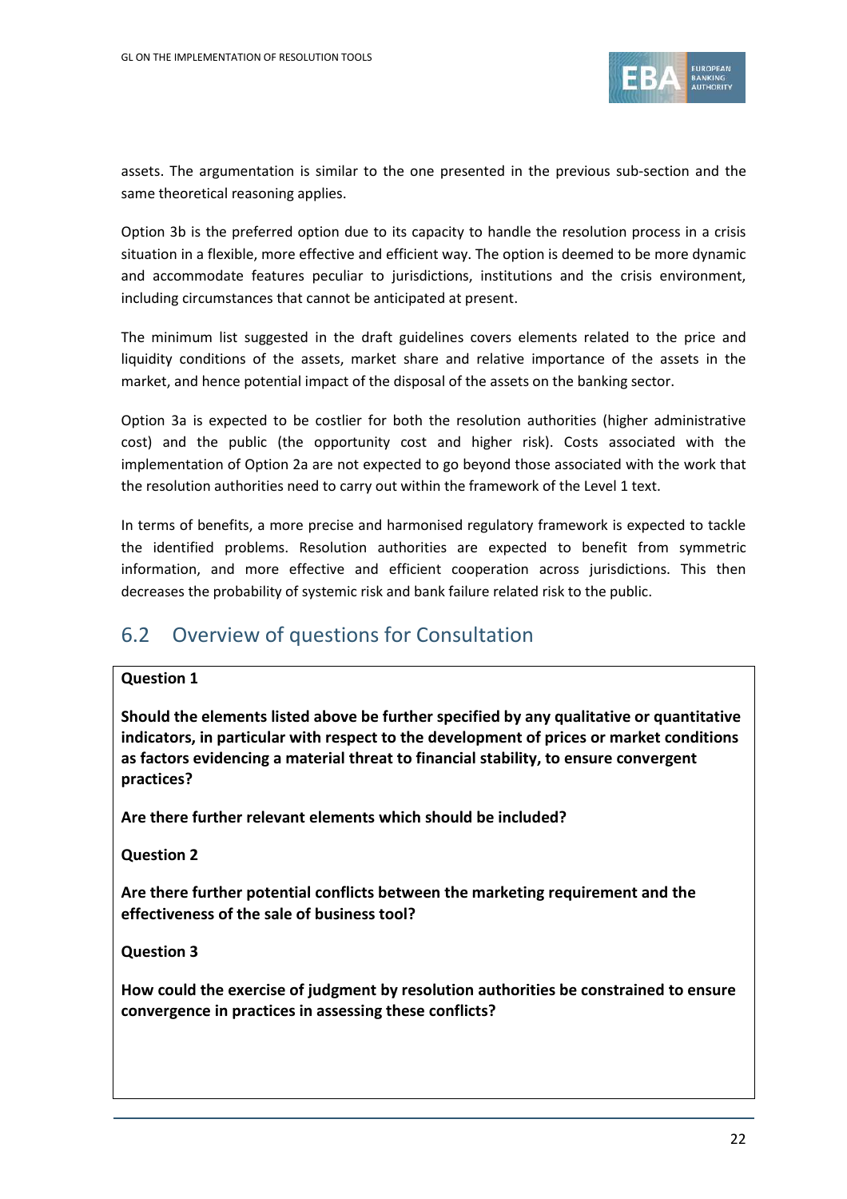assets. The argumentation is similar to the one presented in the previous sub-section and the same theoretical reasoning applies.

Option 3b is the preferred option due to its capacity to handle the resolution process in a crisis situation in a flexible, more effective and efficient way. The option is deemed to be more dynamic and accommodate features peculiar to jurisdictions, institutions and the crisis environment, including circumstances that cannot be anticipated at present.

The minimum list suggested in the draft guidelines covers elements related to the price and liquidity conditions of the assets, market share and relative importance of the assets in the market, and hence potential impact of the disposal of the assets on the banking sector.

Option 3a is expected to be costlier for both the resolution authorities (higher administrative cost) and the public (the opportunity cost and higher risk). Costs associated with the implementation of Option 2a are not expected to go beyond those associated with the work that the resolution authorities need to carry out within the framework of the Level 1 text.

In terms of benefits, a more precise and harmonised regulatory framework is expected to tackle the identified problems. Resolution authorities are expected to benefit from symmetric information, and more effective and efficient cooperation across jurisdictions. This then decreases the probability of systemic risk and bank failure related risk to the public.

## 6.2 Overview of questions for Consultation

**Question 1**

**Should the elements listed above be further specified by any qualitative or quantitative indicators, in particular with respect to the development of prices or market conditions as factors evidencing a material threat to financial stability, to ensure convergent practices?**

**Are there further relevant elements which should be included?**

**Question 2**

**Are there further potential conflicts between the marketing requirement and the effectiveness of the sale of business tool?**

**Question 3**

**How could the exercise of judgment by resolution authorities be constrained to ensure convergence in practices in assessing these conflicts?**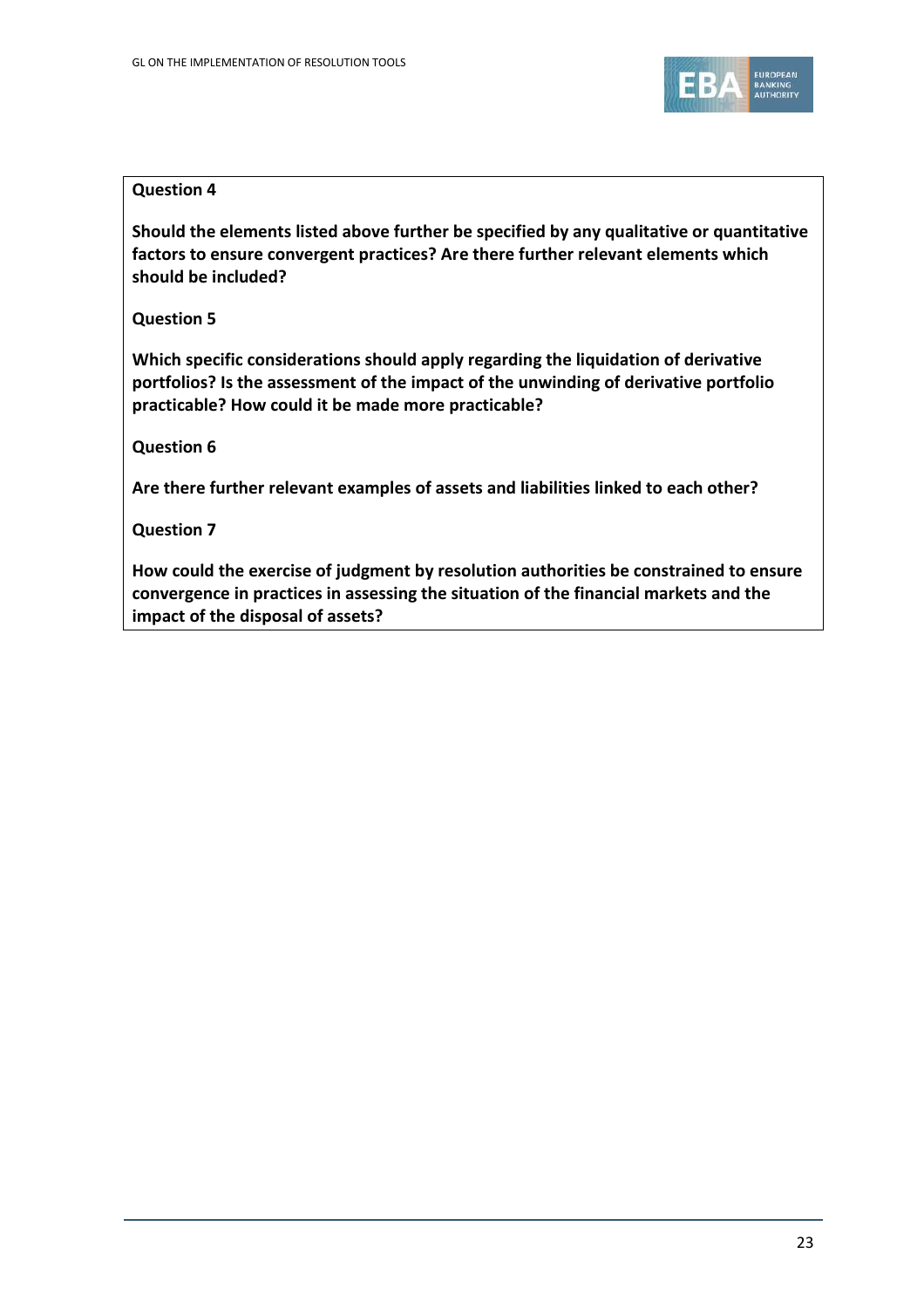**Question 4**

**Should the elements listed above further be specified by any qualitative or quantitative factors to ensure convergent practices? Are there further relevant elements which should be included?**

**Question 5**

**Which specific considerations should apply regarding the liquidation of derivative portfolios? Is the assessment of the impact of the unwinding of derivative portfolio practicable? How could it be made more practicable?**

**Question 6**

**Are there further relevant examples of assets and liabilities linked to each other?**

**Question 7**

**How could the exercise of judgment by resolution authorities be constrained to ensure convergence in practices in assessing the situation of the financial markets and the impact of the disposal of assets?**